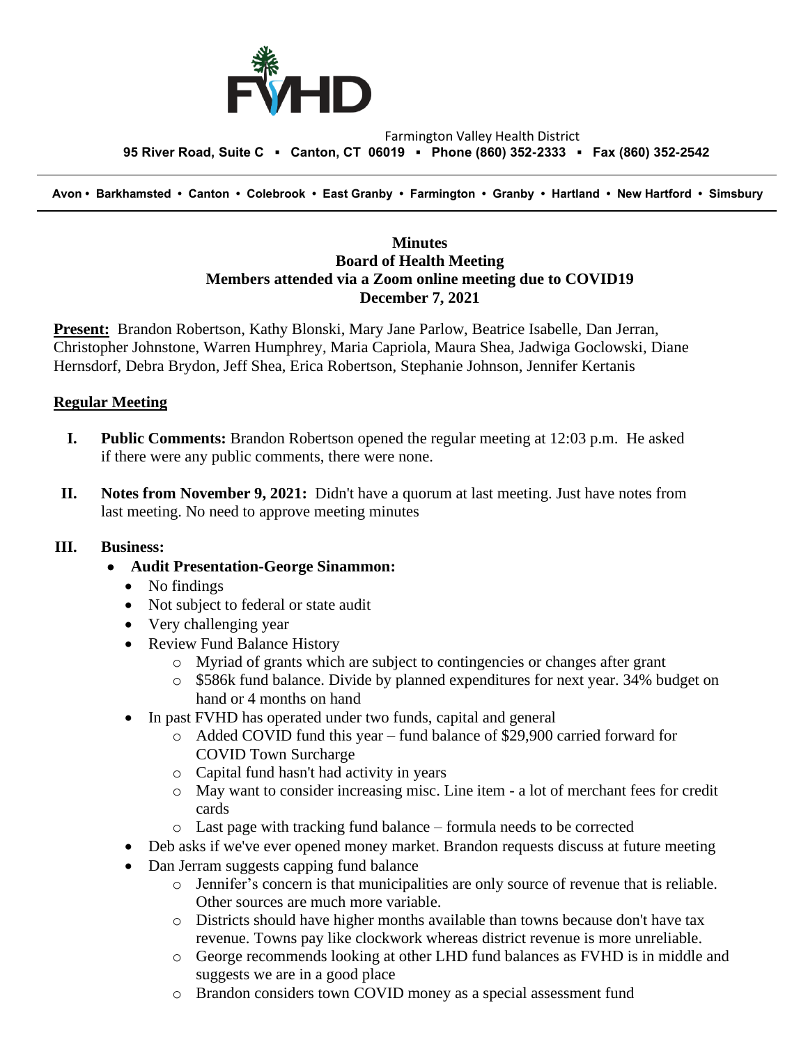Farmington Valley Health District
**95 River Road, Suite C ▪ Canton, CT 06019 ▪ Phone (860) 352-2333 ▪ Fax (860) 352-2542**

**Avon • Barkhamsted • Canton • Colebrook • East Granby • Farmington • Granby • Hartland • New Hartford • Simsbury**

**Minutes**
**Board of Health Meeting**
**Members attended via a Zoom online meeting due to COVID19**
**December 7, 2021**

**Present:** Brandon Robertson, Kathy Blonski, Mary Jane Parlow, Beatrice Isabelle, Dan Jerran, Christopher Johnstone, Warren Humphrey, Maria Capriola, Maura Shea, Jadwiga Goclowski, Diane Hernsdorf, Debra Brydon, Jeff Shea, Erica Robertson, Stephanie Johnson, Jennifer Kertanis

## Regular Meeting

**I. Public Comments:** Brandon Robertson opened the regular meeting at 12:03 p.m. He asked if there were any public comments, there were none.

**II. Notes from November 9, 2021:** Didn't have a quorum at last meeting. Just have notes from last meeting. No need to approve meeting minutes

**III. Business:**

- **Audit Presentation-George Sinammon:**
  - No findings
  - Not subject to federal or state audit
  - Very challenging year
  - Review Fund Balance History
    - Myriad of grants which are subject to contingencies or changes after grant
    - \$586k fund balance. Divide by planned expenditures for next year. 34% budget on hand or 4 months on hand
  - In past FVHD has operated under two funds, capital and general
    - Added COVID fund this year – fund balance of \$29,900 carried forward for COVID Town Surcharge
    - Capital fund hasn't had activity in years
    - May want to consider increasing misc. Line item - a lot of merchant fees for credit cards
    - Last page with tracking fund balance – formula needs to be corrected
  - Deb asks if we've ever opened money market. Brandon requests discuss at future meeting
  - Dan Jerram suggests capping fund balance
    - Jennifer's concern is that municipalities are only source of revenue that is reliable. Other sources are much more variable.
    - Districts should have higher months available than towns because don't have tax revenue. Towns pay like clockwork whereas district revenue is more unreliable.
    - George recommends looking at other LHD fund balances as FVHD is in middle and suggests we are in a good place
    - Brandon considers town COVID money as a special assessment fund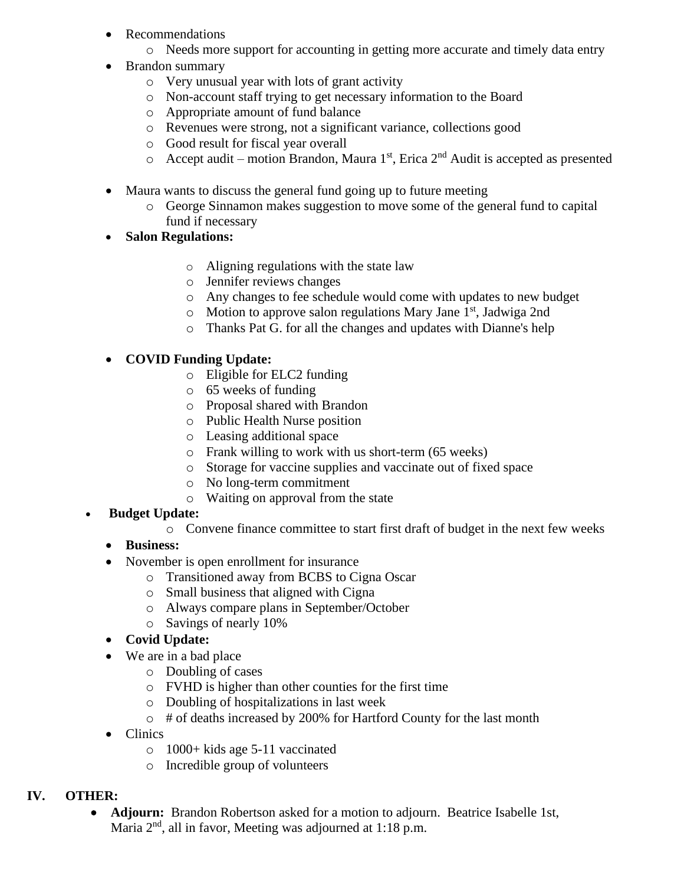- Recommendations
    - Needs more support for accounting in getting more accurate and timely data entry
- Brandon summary
    - Very unusual year with lots of grant activity
    - Non-account staff trying to get necessary information to the Board
    - Appropriate amount of fund balance
    - Revenues were strong, not a significant variance, collections good
    - Good result for fiscal year overall
    - Accept audit – motion Brandon, Maura 1st, Erica 2nd Audit is accepted as presented

- Maura wants to discuss the general fund going up to future meeting
    - George Sinnamon makes suggestion to move some of the general fund to capital fund if necessary
- **Salon Regulations:**
    - Aligning regulations with the state law
    - Jennifer reviews changes
    - Any changes to fee schedule would come with updates to new budget
    - Motion to approve salon regulations Mary Jane 1st, Jadwiga 2nd
    - Thanks Pat G. for all the changes and updates with Dianne's help

- **COVID Funding Update:**
    - Eligible for ELC2 funding
    - 65 weeks of funding
    - Proposal shared with Brandon
    - Public Health Nurse position
    - Leasing additional space
    - Frank willing to work with us short-term (65 weeks)
    - Storage for vaccine supplies and vaccinate out of fixed space
    - No long-term commitment
    - Waiting on approval from the state
- **Budget Update:**
    - Convene finance committee to start first draft of budget in the next few weeks
- **Business:**
- November is open enrollment for insurance
    - Transitioned away from BCBS to Cigna Oscar
    - Small business that aligned with Cigna
    - Always compare plans in September/October
    - Savings of nearly 10%
- **Covid Update:**
- We are in a bad place
    - Doubling of cases
    - FVHD is higher than other counties for the first time
    - Doubling of hospitalizations in last week
    - # of deaths increased by 200% for Hartford County for the last month
- Clinics
    - 1000+ kids age 5-11 vaccinated
    - Incredible group of volunteers

## IV. OTHER:

- **Adjourn:** Brandon Robertson asked for a motion to adjourn. Beatrice Isabelle 1st, Maria 2nd, all in favor, Meeting was adjourned at 1:18 p.m.